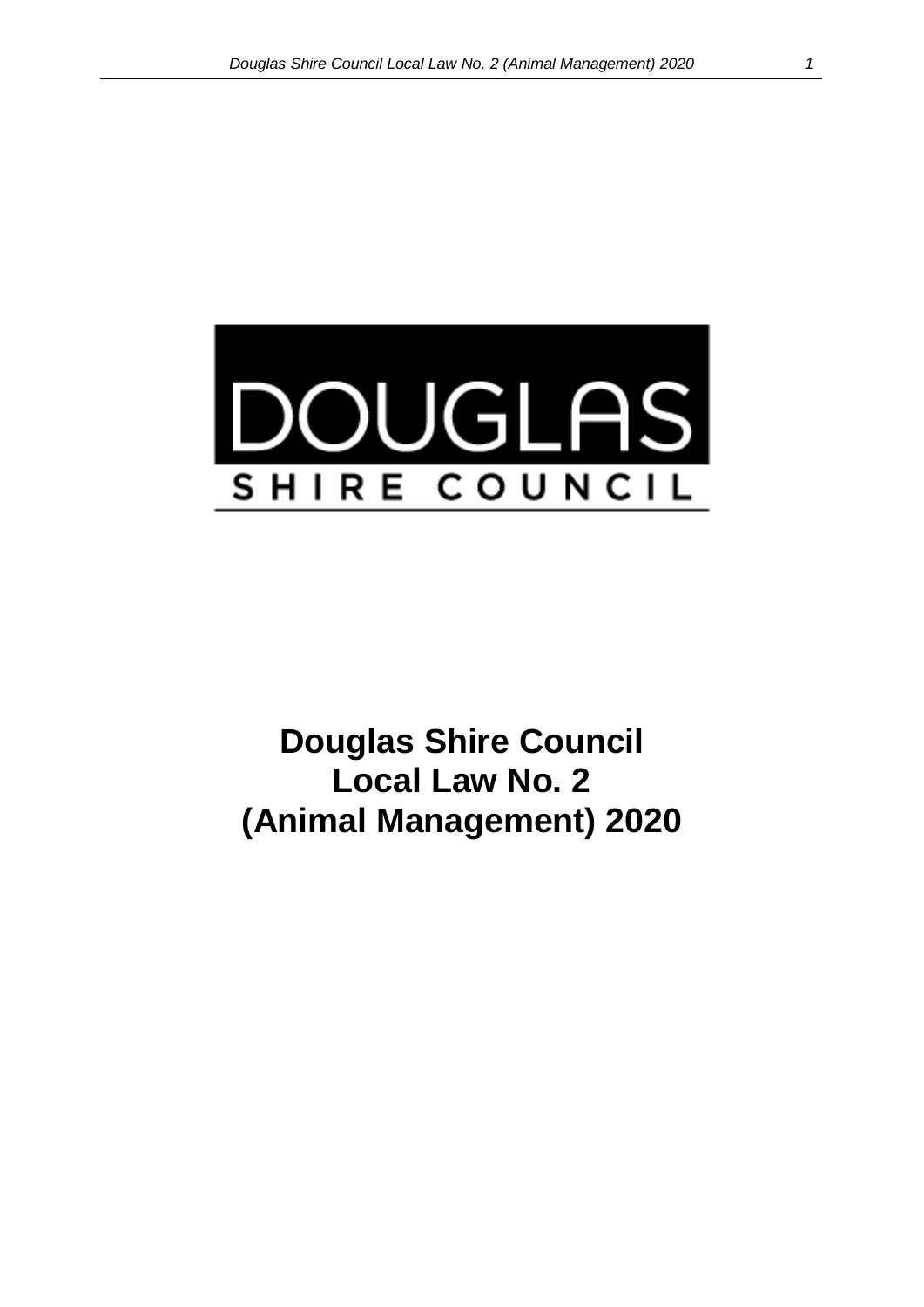DOUGLAS

SHIRE COUNCIL

# Douglas Shire Council Local Law No. 2 (Animal Management) 2020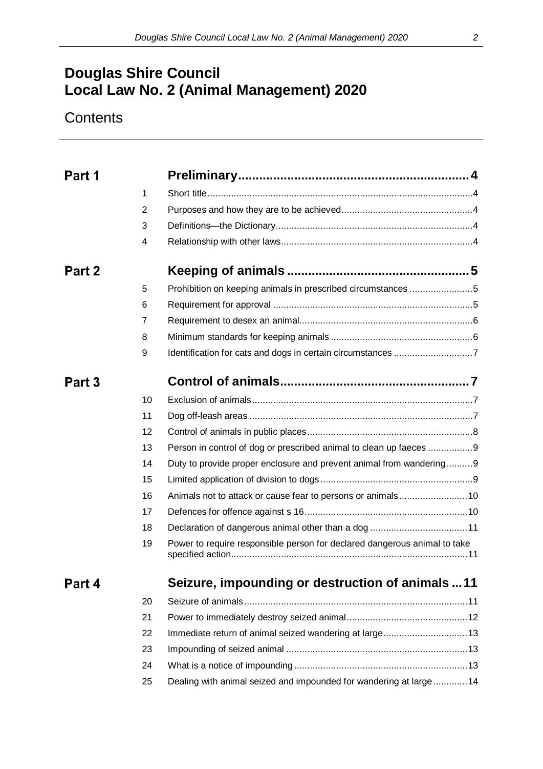# Douglas Shire Council Local Law No. 2 (Animal Management) 2020

## Contents

**Part 1 — Preliminary** 4

| | | |
|---|---|---|
| 1 | Short title | 4 |
| 2 | Purposes and how they are to be achieved | 4 |
| 3 | Definitions—the Dictionary | 4 |
| 4 | Relationship with other laws | 4 |

**Part 2 — Keeping of animals** 5

| | | |
|---|---|---|
| 5 | Prohibition on keeping animals in prescribed circumstances | 5 |
| 6 | Requirement for approval | 5 |
| 7 | Requirement to desex an animal | 6 |
| 8 | Minimum standards for keeping animals | 6 |
| 9 | Identification for cats and dogs in certain circumstances | 7 |

**Part 3 — Control of animals** 7

| | | |
|---|---|---|
| 10 | Exclusion of animals | 7 |
| 11 | Dog off-leash areas | 7 |
| 12 | Control of animals in public places | 8 |
| 13 | Person in control of dog or prescribed animal to clean up faeces | 9 |
| 14 | Duty to provide proper enclosure and prevent animal from wandering | 9 |
| 15 | Limited application of division to dogs | 9 |
| 16 | Animals not to attack or cause fear to persons or animals | 10 |
| 17 | Defences for offence against s 16 | 10 |
| 18 | Declaration of dangerous animal other than a dog | 11 |
| 19 | Power to require responsible person for declared dangerous animal to take specified action | 11 |

**Part 4 — Seizure, impounding or destruction of animals** 11

| | | |
|---|---|---|
| 20 | Seizure of animals | 11 |
| 21 | Power to immediately destroy seized animal | 12 |
| 22 | Immediate return of animal seized wandering at large | 13 |
| 23 | Impounding of seized animal | 13 |
| 24 | What is a notice of impounding | 13 |
| 25 | Dealing with animal seized and impounded for wandering at large | 14 |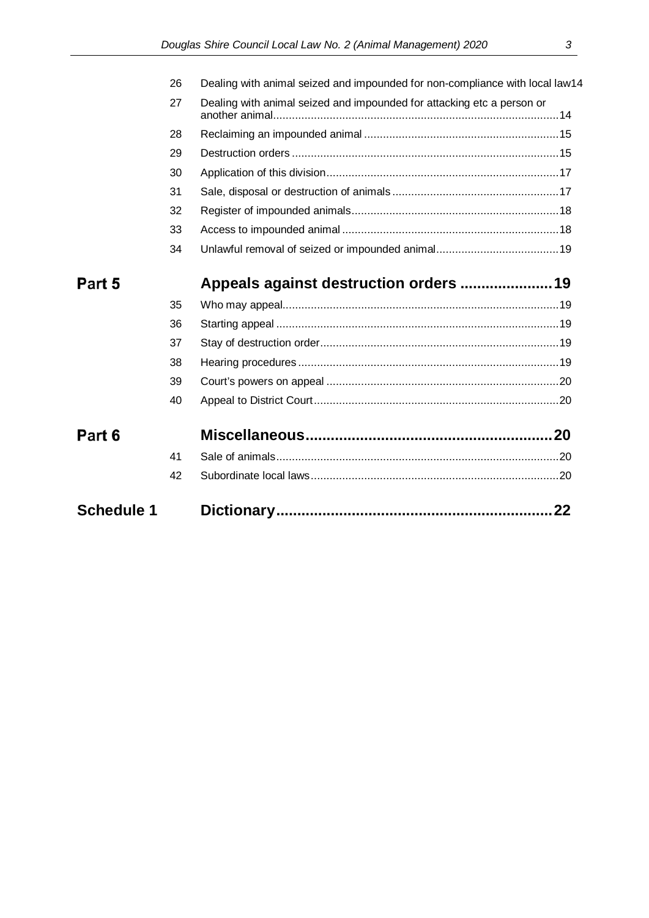| | | | |
|---|---|---|---|
| | 26 | Dealing with animal seized and impounded for non-compliance with local law | 14 |
| | 27 | Dealing with animal seized and impounded for attacking etc a person or another animal | 14 |
| | 28 | Reclaiming an impounded animal | 15 |
| | 29 | Destruction orders | 15 |
| | 30 | Application of this division | 17 |
| | 31 | Sale, disposal or destruction of animals | 17 |
| | 32 | Register of impounded animals | 18 |
| | 33 | Access to impounded animal | 18 |
| | 34 | Unlawful removal of seized or impounded animal | 19 |
| **Part 5** | | **Appeals against destruction orders** | **19** |
| | 35 | Who may appeal | 19 |
| | 36 | Starting appeal | 19 |
| | 37 | Stay of destruction order | 19 |
| | 38 | Hearing procedures | 19 |
| | 39 | Court's powers on appeal | 20 |
| | 40 | Appeal to District Court | 20 |
| **Part 6** | | **Miscellaneous** | **20** |
| | 41 | Sale of animals | 20 |
| | 42 | Subordinate local laws | 20 |
| **Schedule 1** | | **Dictionary** | **22** |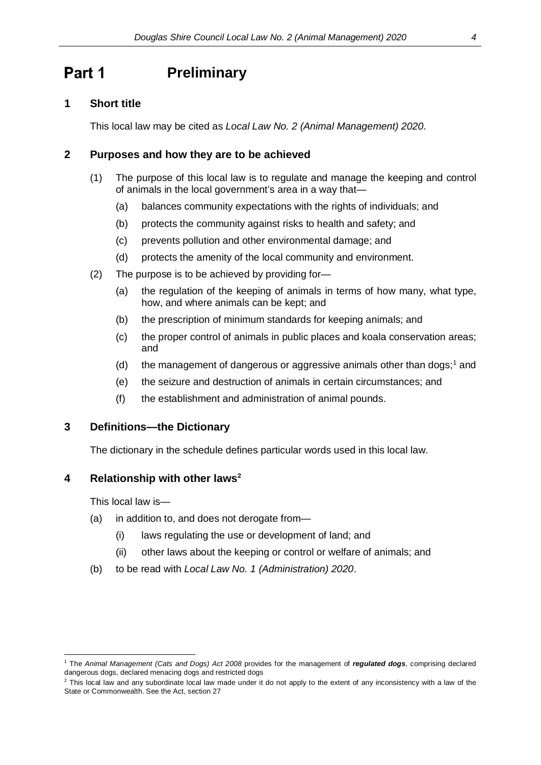# Part 1 Preliminary

## 1 Short title

This local law may be cited as *Local Law No. 2 (Animal Management) 2020*.

## 2 Purposes and how they are to be achieved

(1) The purpose of this local law is to regulate and manage the keeping and control of animals in the local government's area in a way that—

(a) balances community expectations with the rights of individuals; and

(b) protects the community against risks to health and safety; and

(c) prevents pollution and other environmental damage; and

(d) protects the amenity of the local community and environment.

(2) The purpose is to be achieved by providing for—

(a) the regulation of the keeping of animals in terms of how many, what type, how, and where animals can be kept; and

(b) the prescription of minimum standards for keeping animals; and

(c) the proper control of animals in public places and koala conservation areas; and

(d) the management of dangerous or aggressive animals other than dogs;[1] and

(e) the seizure and destruction of animals in certain circumstances; and

(f) the establishment and administration of animal pounds.

## 3 Definitions—the Dictionary

The dictionary in the schedule defines particular words used in this local law.

## 4 Relationship with other laws[2]

This local law is—

(a) in addition to, and does not derogate from—

(i) laws regulating the use or development of land; and

(ii) other laws about the keeping or control or welfare of animals; and

(b) to be read with *Local Law No. 1 (Administration) 2020*.

---

[1] The *Animal Management (Cats and Dogs) Act 2008* provides for the management of ***regulated dogs***, comprising declared dangerous dogs, declared menacing dogs and restricted dogs

[2] This local law and any subordinate local law made under it do not apply to the extent of any inconsistency with a law of the State or Commonwealth. See the Act, section 27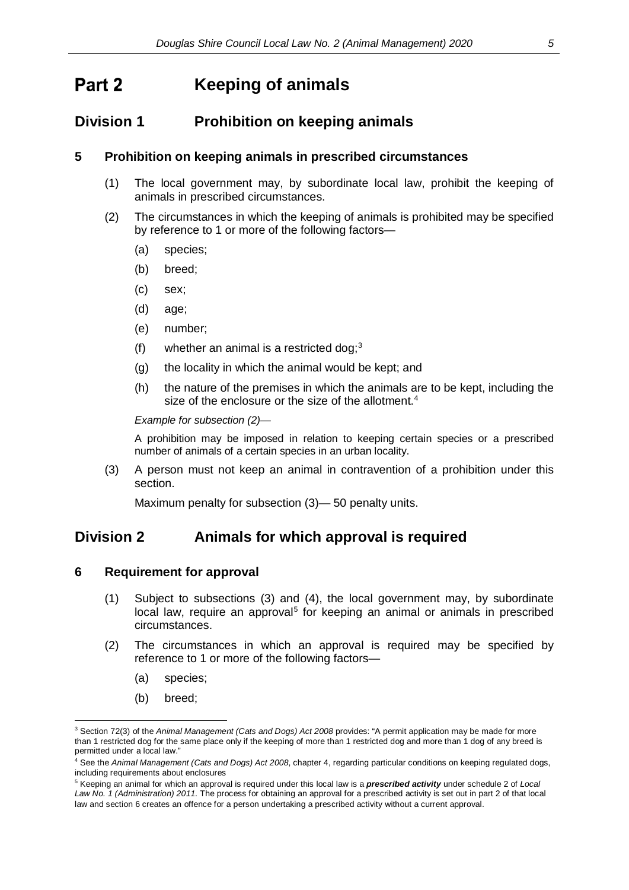# Part 2 Keeping of animals

## Division 1 Prohibition on keeping animals

### 5 Prohibition on keeping animals in prescribed circumstances

(1) The local government may, by subordinate local law, prohibit the keeping of animals in prescribed circumstances.

(2) The circumstances in which the keeping of animals is prohibited may be specified by reference to 1 or more of the following factors—

(a) species;

(b) breed;

(c) sex;

(d) age;

(e) number;

(f) whether an animal is a restricted dog;[3]

(g) the locality in which the animal would be kept; and

(h) the nature of the premises in which the animals are to be kept, including the size of the enclosure or the size of the allotment.[4]

*Example for subsection (2)—*

A prohibition may be imposed in relation to keeping certain species or a prescribed number of animals of a certain species in an urban locality.

(3) A person must not keep an animal in contravention of a prohibition under this section.

Maximum penalty for subsection (3)— 50 penalty units.

## Division 2 Animals for which approval is required

### 6 Requirement for approval

(1) Subject to subsections (3) and (4), the local government may, by subordinate local law, require an approval[5] for keeping an animal or animals in prescribed circumstances.

(2) The circumstances in which an approval is required may be specified by reference to 1 or more of the following factors—

(a) species;

(b) breed;

---

[3] Section 72(3) of the *Animal Management (Cats and Dogs) Act 2008* provides: "A permit application may be made for more than 1 restricted dog for the same place only if the keeping of more than 1 restricted dog and more than 1 dog of any breed is permitted under a local law."

[4] See the *Animal Management (Cats and Dogs) Act 2008*, chapter 4, regarding particular conditions on keeping regulated dogs, including requirements about enclosures

[5] Keeping an animal for which an approval is required under this local law is a ***prescribed activity*** under schedule 2 of *Local Law No. 1 (Administration) 2011*. The process for obtaining an approval for a prescribed activity is set out in part 2 of that local law and section 6 creates an offence for a person undertaking a prescribed activity without a current approval.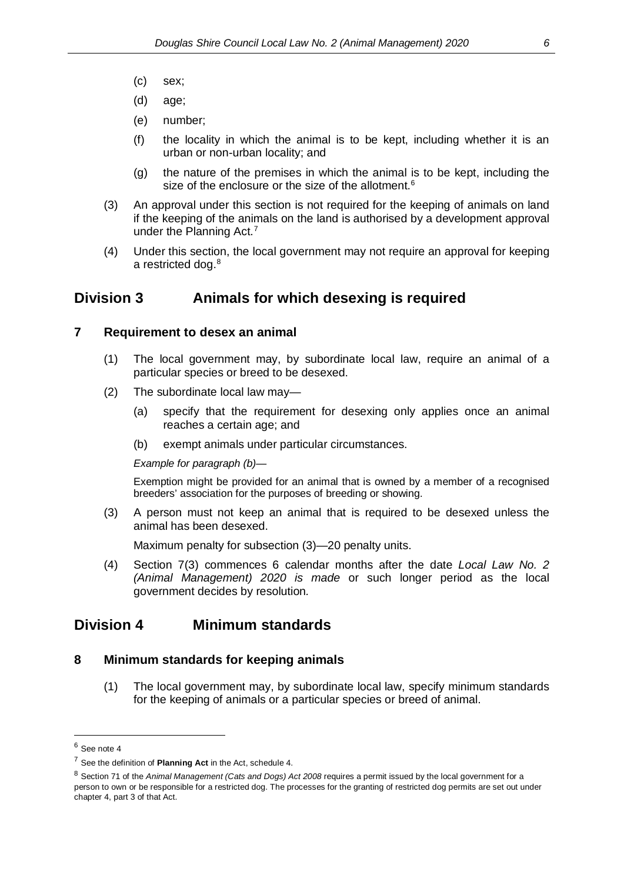(c) sex;

(d) age;

(e) number;

(f) the locality in which the animal is to be kept, including whether it is an urban or non-urban locality; and

(g) the nature of the premises in which the animal is to be kept, including the size of the enclosure or the size of the allotment.[6]

(3) An approval under this section is not required for the keeping of animals on land if the keeping of the animals on the land is authorised by a development approval under the Planning Act.[7]

(4) Under this section, the local government may not require an approval for keeping a restricted dog.[8]

## Division 3 Animals for which desexing is required

### 7 Requirement to desex an animal

(1) The local government may, by subordinate local law, require an animal of a particular species or breed to be desexed.

(2) The subordinate local law may—

(a) specify that the requirement for desexing only applies once an animal reaches a certain age; and

(b) exempt animals under particular circumstances.

*Example for paragraph (b)*—

Exemption might be provided for an animal that is owned by a member of a recognised breeders' association for the purposes of breeding or showing.

(3) A person must not keep an animal that is required to be desexed unless the animal has been desexed.

Maximum penalty for subsection (3)—20 penalty units.

(4) Section 7(3) commences 6 calendar months after the date *Local Law No. 2 (Animal Management) 2020 is made* or such longer period as the local government decides by resolution*.*

## Division 4 Minimum standards

### 8 Minimum standards for keeping animals

(1) The local government may, by subordinate local law, specify minimum standards for the keeping of animals or a particular species or breed of animal.

---

[6] See note 4

[7] See the definition of **Planning Act** in the Act, schedule 4.

[8] Section 71 of the *Animal Management (Cats and Dogs) Act 2008* requires a permit issued by the local government for a person to own or be responsible for a restricted dog. The processes for the granting of restricted dog permits are set out under chapter 4, part 3 of that Act.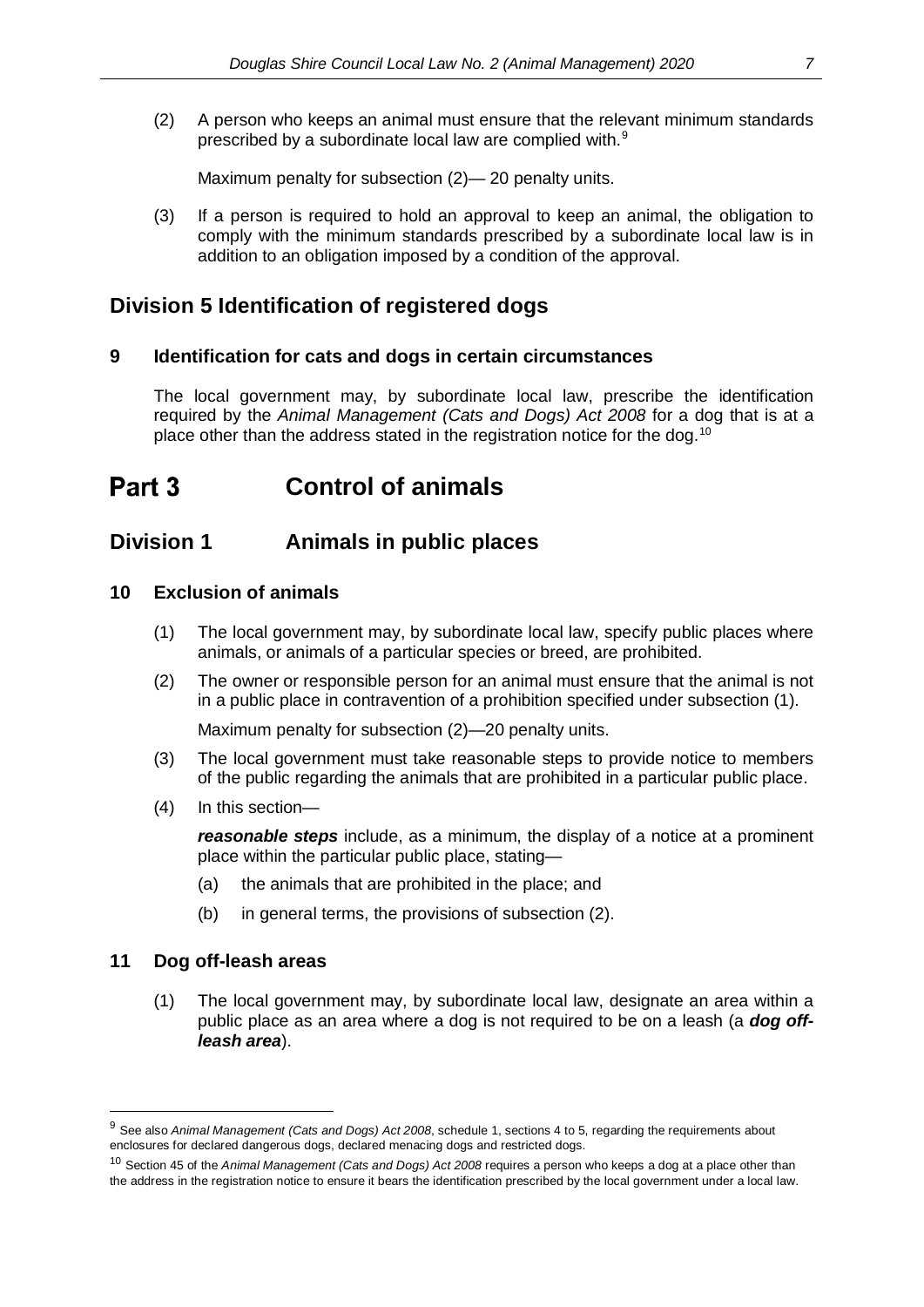(2) A person who keeps an animal must ensure that the relevant minimum standards prescribed by a subordinate local law are complied with.[9]

Maximum penalty for subsection (2)— 20 penalty units.

(3) If a person is required to hold an approval to keep an animal, the obligation to comply with the minimum standards prescribed by a subordinate local law is in addition to an obligation imposed by a condition of the approval.

## Division 5 Identification of registered dogs

### 9 Identification for cats and dogs in certain circumstances

The local government may, by subordinate local law, prescribe the identification required by the *Animal Management (Cats and Dogs) Act 2008* for a dog that is at a place other than the address stated in the registration notice for the dog.[10]

# Part 3 Control of animals

## Division 1 Animals in public places

### 10 Exclusion of animals

(1) The local government may, by subordinate local law, specify public places where animals, or animals of a particular species or breed, are prohibited.

(2) The owner or responsible person for an animal must ensure that the animal is not in a public place in contravention of a prohibition specified under subsection (1).

Maximum penalty for subsection (2)—20 penalty units.

(3) The local government must take reasonable steps to provide notice to members of the public regarding the animals that are prohibited in a particular public place.

(4) In this section—

***reasonable steps*** include, as a minimum, the display of a notice at a prominent place within the particular public place, stating—

(a) the animals that are prohibited in the place; and

(b) in general terms, the provisions of subsection (2).

### 11 Dog off-leash areas

(1) The local government may, by subordinate local law, designate an area within a public place as an area where a dog is not required to be on a leash (a ***dog off-leash area***).

---

[9] See also *Animal Management (Cats and Dogs) Act 2008*, schedule 1, sections 4 to 5, regarding the requirements about enclosures for declared dangerous dogs, declared menacing dogs and restricted dogs.

[10] Section 45 of the *Animal Management (Cats and Dogs) Act 2008* requires a person who keeps a dog at a place other than the address in the registration notice to ensure it bears the identification prescribed by the local government under a local law.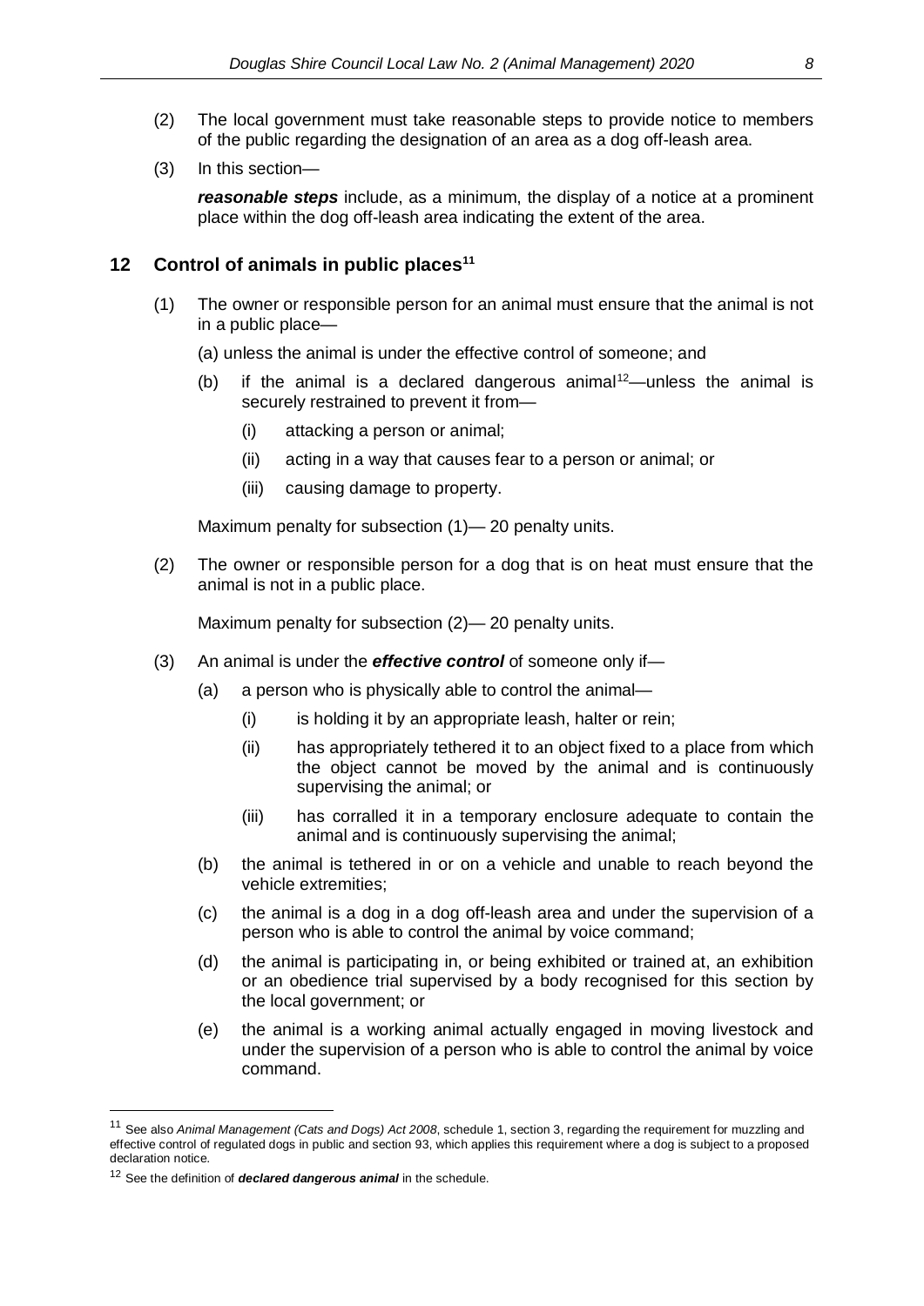(2) The local government must take reasonable steps to provide notice to members of the public regarding the designation of an area as a dog off-leash area.

(3) In this section—

***reasonable steps*** include, as a minimum, the display of a notice at a prominent place within the dog off-leash area indicating the extent of the area.

## 12 Control of animals in public places[11]

(1) The owner or responsible person for an animal must ensure that the animal is not in a public place—

(a) unless the animal is under the effective control of someone; and

(b) if the animal is a declared dangerous animal[12]—unless the animal is securely restrained to prevent it from—

(i) attacking a person or animal;

(ii) acting in a way that causes fear to a person or animal; or

(iii) causing damage to property.

Maximum penalty for subsection (1)— 20 penalty units.

(2) The owner or responsible person for a dog that is on heat must ensure that the animal is not in a public place.

Maximum penalty for subsection (2)— 20 penalty units.

(3) An animal is under the ***effective control*** of someone only if—

(a) a person who is physically able to control the animal—

(i) is holding it by an appropriate leash, halter or rein;

(ii) has appropriately tethered it to an object fixed to a place from which the object cannot be moved by the animal and is continuously supervising the animal; or

(iii) has corralled it in a temporary enclosure adequate to contain the animal and is continuously supervising the animal;

(b) the animal is tethered in or on a vehicle and unable to reach beyond the vehicle extremities;

(c) the animal is a dog in a dog off-leash area and under the supervision of a person who is able to control the animal by voice command;

(d) the animal is participating in, or being exhibited or trained at, an exhibition or an obedience trial supervised by a body recognised for this section by the local government; or

(e) the animal is a working animal actually engaged in moving livestock and under the supervision of a person who is able to control the animal by voice command.

---

[11] See also *Animal Management (Cats and Dogs) Act 2008*, schedule 1, section 3, regarding the requirement for muzzling and effective control of regulated dogs in public and section 93, which applies this requirement where a dog is subject to a proposed declaration notice.

[12] See the definition of ***declared dangerous animal*** in the schedule.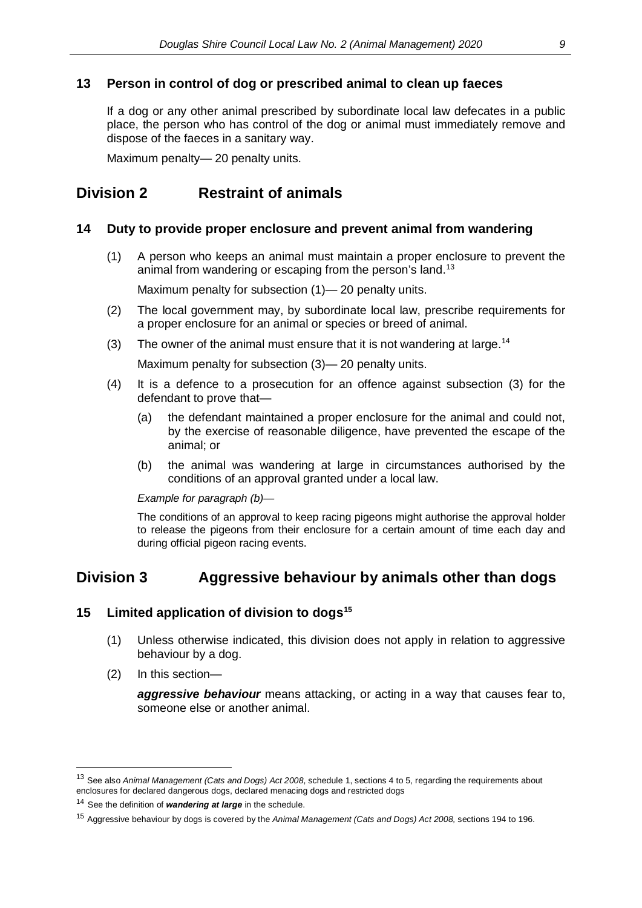### 13 Person in control of dog or prescribed animal to clean up faeces

If a dog or any other animal prescribed by subordinate local law defecates in a public place, the person who has control of the dog or animal must immediately remove and dispose of the faeces in a sanitary way.

Maximum penalty— 20 penalty units.

## Division 2 Restraint of animals

### 14 Duty to provide proper enclosure and prevent animal from wandering

(1) A person who keeps an animal must maintain a proper enclosure to prevent the animal from wandering or escaping from the person's land.[13]

Maximum penalty for subsection (1)— 20 penalty units.

(2) The local government may, by subordinate local law, prescribe requirements for a proper enclosure for an animal or species or breed of animal.

(3) The owner of the animal must ensure that it is not wandering at large.[14]

Maximum penalty for subsection (3)— 20 penalty units.

(4) It is a defence to a prosecution for an offence against subsection (3) for the defendant to prove that—

(a) the defendant maintained a proper enclosure for the animal and could not, by the exercise of reasonable diligence, have prevented the escape of the animal; or

(b) the animal was wandering at large in circumstances authorised by the conditions of an approval granted under a local law.

*Example for paragraph (b)*—

The conditions of an approval to keep racing pigeons might authorise the approval holder to release the pigeons from their enclosure for a certain amount of time each day and during official pigeon racing events.

## Division 3 Aggressive behaviour by animals other than dogs

### 15 Limited application of division to dogs[15]

(1) Unless otherwise indicated, this division does not apply in relation to aggressive behaviour by a dog.

(2) In this section—

***aggressive behaviour*** means attacking, or acting in a way that causes fear to, someone else or another animal.

---

[13] See also *Animal Management (Cats and Dogs) Act 2008*, schedule 1, sections 4 to 5, regarding the requirements about enclosures for declared dangerous dogs, declared menacing dogs and restricted dogs

[14] See the definition of ***wandering at large*** in the schedule.

[15] Aggressive behaviour by dogs is covered by the *Animal Management (Cats and Dogs) Act 2008,* sections 194 to 196.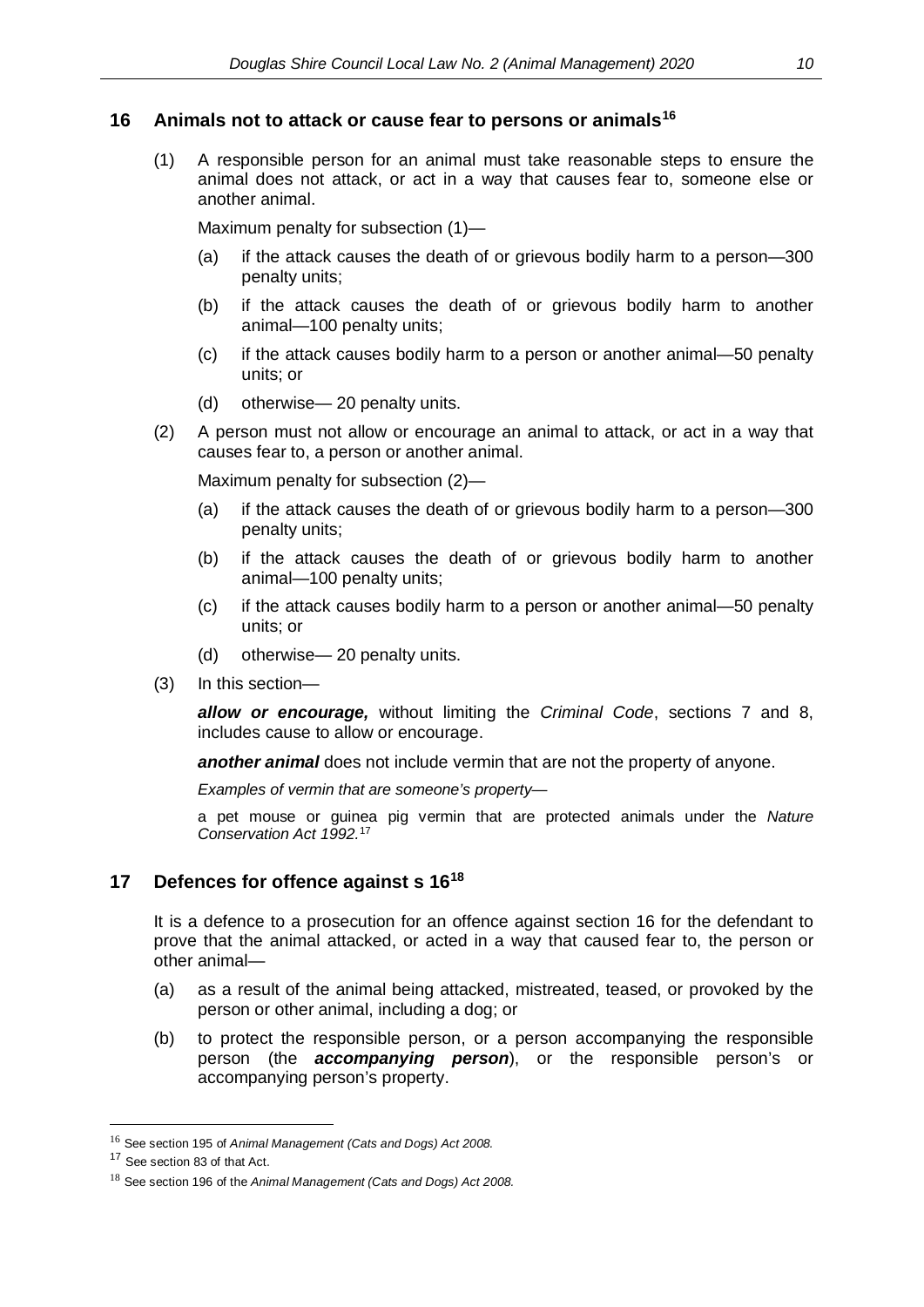## 16 Animals not to attack or cause fear to persons or animals[16]

(1) A responsible person for an animal must take reasonable steps to ensure the animal does not attack, or act in a way that causes fear to, someone else or another animal.

Maximum penalty for subsection (1)—

(a) if the attack causes the death of or grievous bodily harm to a person—300 penalty units;

(b) if the attack causes the death of or grievous bodily harm to another animal—100 penalty units;

(c) if the attack causes bodily harm to a person or another animal—50 penalty units; or

(d) otherwise— 20 penalty units.

(2) A person must not allow or encourage an animal to attack, or act in a way that causes fear to, a person or another animal.

Maximum penalty for subsection (2)—

(a) if the attack causes the death of or grievous bodily harm to a person—300 penalty units;

(b) if the attack causes the death of or grievous bodily harm to another animal—100 penalty units;

(c) if the attack causes bodily harm to a person or another animal—50 penalty units; or

(d) otherwise— 20 penalty units.

(3) In this section—

***allow or encourage,*** without limiting the *Criminal Code*, sections 7 and 8, includes cause to allow or encourage.

***another animal*** does not include vermin that are not the property of anyone.

*Examples of vermin that are someone's property—*

a pet mouse or guinea pig vermin that are protected animals under the *Nature Conservation Act 1992.*[17]

## 17 Defences for offence against s 16[18]

It is a defence to a prosecution for an offence against section 16 for the defendant to prove that the animal attacked, or acted in a way that caused fear to, the person or other animal—

(a) as a result of the animal being attacked, mistreated, teased, or provoked by the person or other animal, including a dog; or

(b) to protect the responsible person, or a person accompanying the responsible person (the ***accompanying person***), or the responsible person's or accompanying person's property.

---

[16] See section 195 of *Animal Management (Cats and Dogs) Act 2008.*

[17] See section 83 of that Act.

[18] See section 196 of the *Animal Management (Cats and Dogs) Act 2008.*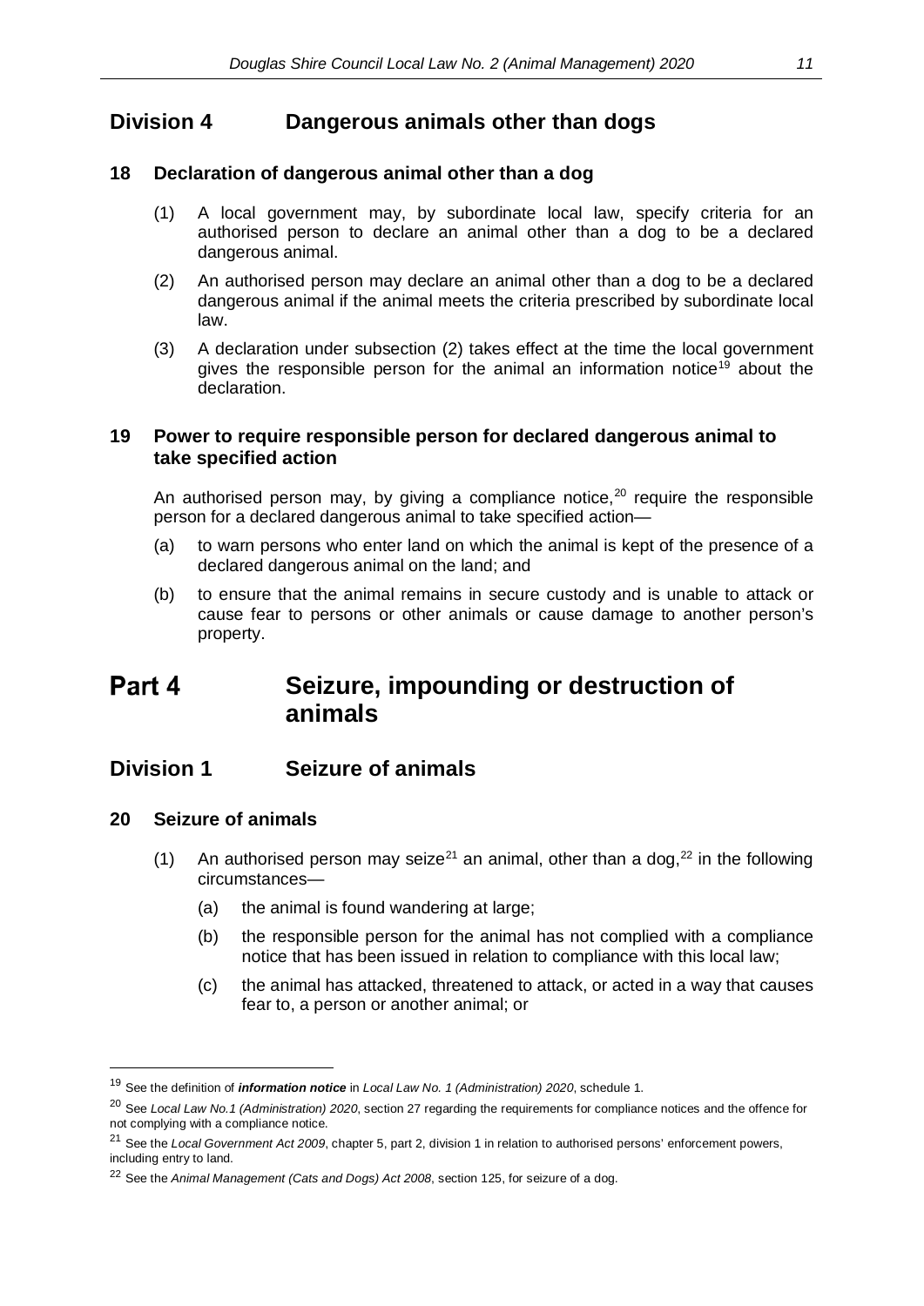## Division 4 Dangerous animals other than dogs

### 18 Declaration of dangerous animal other than a dog

(1) A local government may, by subordinate local law, specify criteria for an authorised person to declare an animal other than a dog to be a declared dangerous animal.

(2) An authorised person may declare an animal other than a dog to be a declared dangerous animal if the animal meets the criteria prescribed by subordinate local law.

(3) A declaration under subsection (2) takes effect at the time the local government gives the responsible person for the animal an information notice[19] about the declaration.

### 19 Power to require responsible person for declared dangerous animal to take specified action

An authorised person may, by giving a compliance notice,[20] require the responsible person for a declared dangerous animal to take specified action—

(a) to warn persons who enter land on which the animal is kept of the presence of a declared dangerous animal on the land; and

(b) to ensure that the animal remains in secure custody and is unable to attack or cause fear to persons or other animals or cause damage to another person's property.

# Part 4 Seizure, impounding or destruction of animals

## Division 1 Seizure of animals

### 20 Seizure of animals

(1) An authorised person may seize[21] an animal, other than a dog,[22] in the following circumstances—

(a) the animal is found wandering at large;

(b) the responsible person for the animal has not complied with a compliance notice that has been issued in relation to compliance with this local law;

(c) the animal has attacked, threatened to attack, or acted in a way that causes fear to, a person or another animal; or

---

[19] See the definition of ***information notice*** in *Local Law No. 1 (Administration) 2020*, schedule 1.

[20] See *Local Law No.1 (Administration) 2020*, section 27 regarding the requirements for compliance notices and the offence for not complying with a compliance notice.

[21] See the *Local Government Act 2009*, chapter 5, part 2, division 1 in relation to authorised persons' enforcement powers, including entry to land.

[22] See the *Animal Management (Cats and Dogs) Act 2008*, section 125, for seizure of a dog.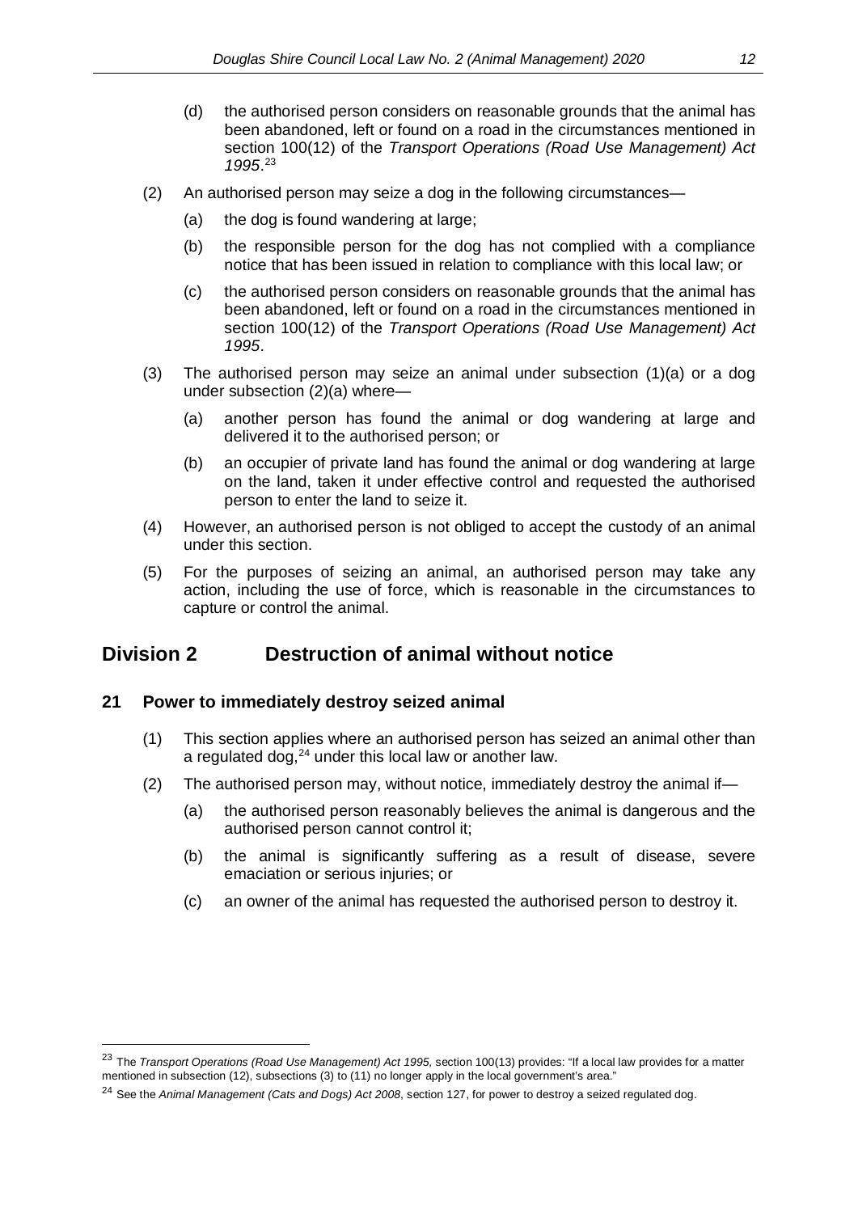(d) the authorised person considers on reasonable grounds that the animal has been abandoned, left or found on a road in the circumstances mentioned in section 100(12) of the *Transport Operations (Road Use Management) Act 1995*.[23]

(2) An authorised person may seize a dog in the following circumstances—

(a) the dog is found wandering at large;

(b) the responsible person for the dog has not complied with a compliance notice that has been issued in relation to compliance with this local law; or

(c) the authorised person considers on reasonable grounds that the animal has been abandoned, left or found on a road in the circumstances mentioned in section 100(12) of the *Transport Operations (Road Use Management) Act 1995*.

(3) The authorised person may seize an animal under subsection (1)(a) or a dog under subsection (2)(a) where—

(a) another person has found the animal or dog wandering at large and delivered it to the authorised person; or

(b) an occupier of private land has found the animal or dog wandering at large on the land, taken it under effective control and requested the authorised person to enter the land to seize it.

(4) However, an authorised person is not obliged to accept the custody of an animal under this section.

(5) For the purposes of seizing an animal, an authorised person may take any action, including the use of force, which is reasonable in the circumstances to capture or control the animal.

## Division 2 Destruction of animal without notice

### 21 Power to immediately destroy seized animal

(1) This section applies where an authorised person has seized an animal other than a regulated dog,[24] under this local law or another law.

(2) The authorised person may, without notice, immediately destroy the animal if—

(a) the authorised person reasonably believes the animal is dangerous and the authorised person cannot control it;

(b) the animal is significantly suffering as a result of disease, severe emaciation or serious injuries; or

(c) an owner of the animal has requested the authorised person to destroy it.

---

[23] The *Transport Operations (Road Use Management) Act 1995*, section 100(13) provides: "If a local law provides for a matter mentioned in subsection (12), subsections (3) to (11) no longer apply in the local government's area."

[24] See the *Animal Management (Cats and Dogs) Act 2008*, section 127, for power to destroy a seized regulated dog.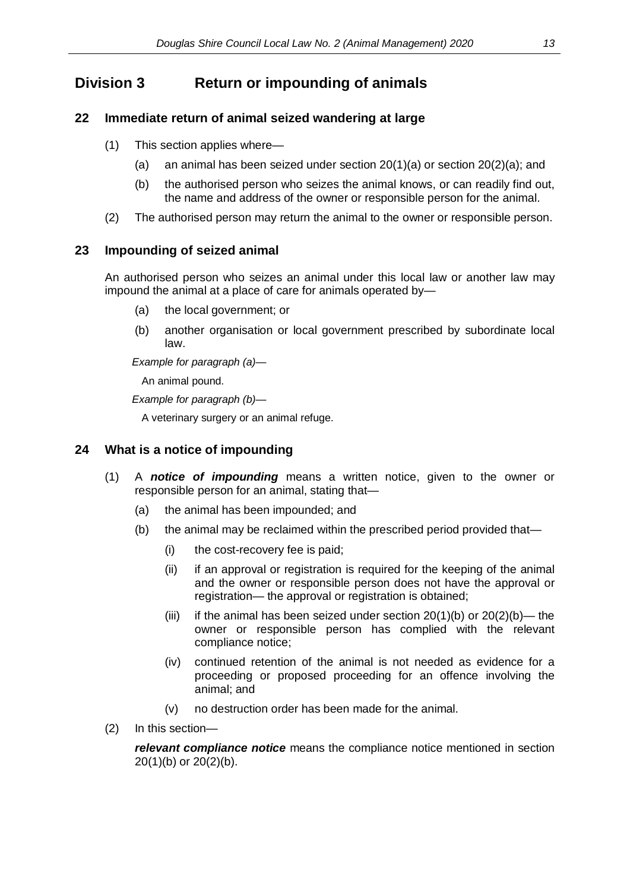## Division 3 Return or impounding of animals

### 22 Immediate return of animal seized wandering at large

(1) This section applies where—

(a) an animal has been seized under section 20(1)(a) or section 20(2)(a); and

(b) the authorised person who seizes the animal knows, or can readily find out, the name and address of the owner or responsible person for the animal.

(2) The authorised person may return the animal to the owner or responsible person.

### 23 Impounding of seized animal

An authorised person who seizes an animal under this local law or another law may impound the animal at a place of care for animals operated by—

(a) the local government; or

(b) another organisation or local government prescribed by subordinate local law.

*Example for paragraph (a)*—

An animal pound.

*Example for paragraph (b)*—

A veterinary surgery or an animal refuge.

### 24 What is a notice of impounding

(1) A ***notice of impounding*** means a written notice, given to the owner or responsible person for an animal, stating that—

(a) the animal has been impounded; and

(b) the animal may be reclaimed within the prescribed period provided that—

(i) the cost-recovery fee is paid;

(ii) if an approval or registration is required for the keeping of the animal and the owner or responsible person does not have the approval or registration— the approval or registration is obtained;

(iii) if the animal has been seized under section 20(1)(b) or 20(2)(b)— the owner or responsible person has complied with the relevant compliance notice;

(iv) continued retention of the animal is not needed as evidence for a proceeding or proposed proceeding for an offence involving the animal; and

(v) no destruction order has been made for the animal.

(2) In this section—

***relevant compliance notice*** means the compliance notice mentioned in section 20(1)(b) or 20(2)(b).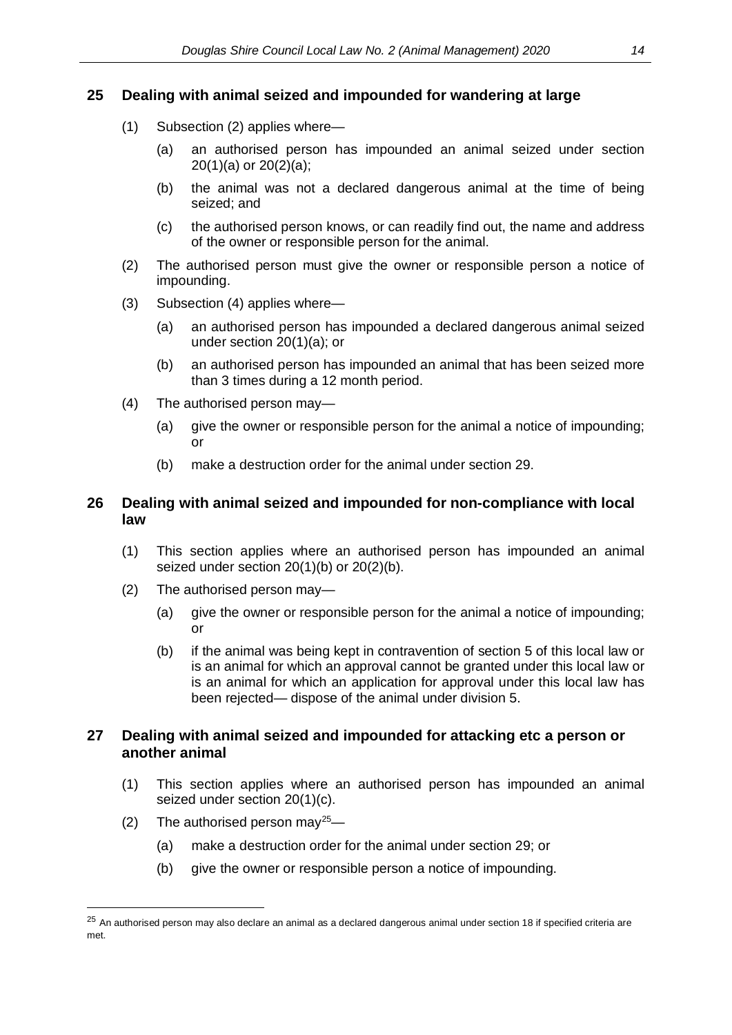## 25 Dealing with animal seized and impounded for wandering at large

(1) Subsection (2) applies where—

(a) an authorised person has impounded an animal seized under section 20(1)(a) or 20(2)(a);

(b) the animal was not a declared dangerous animal at the time of being seized; and

(c) the authorised person knows, or can readily find out, the name and address of the owner or responsible person for the animal.

(2) The authorised person must give the owner or responsible person a notice of impounding.

(3) Subsection (4) applies where—

(a) an authorised person has impounded a declared dangerous animal seized under section 20(1)(a); or

(b) an authorised person has impounded an animal that has been seized more than 3 times during a 12 month period.

(4) The authorised person may—

(a) give the owner or responsible person for the animal a notice of impounding; or

(b) make a destruction order for the animal under section 29.

## 26 Dealing with animal seized and impounded for non-compliance with local law

(1) This section applies where an authorised person has impounded an animal seized under section 20(1)(b) or 20(2)(b).

(2) The authorised person may—

(a) give the owner or responsible person for the animal a notice of impounding; or

(b) if the animal was being kept in contravention of section 5 of this local law or is an animal for which an approval cannot be granted under this local law or is an animal for which an application for approval under this local law has been rejected— dispose of the animal under division 5.

## 27 Dealing with animal seized and impounded for attacking etc a person or another animal

(1) This section applies where an authorised person has impounded an animal seized under section 20(1)(c).

(2) The authorised person may[25]—

(a) make a destruction order for the animal under section 29; or

(b) give the owner or responsible person a notice of impounding.

---

[25] An authorised person may also declare an animal as a declared dangerous animal under section 18 if specified criteria are met.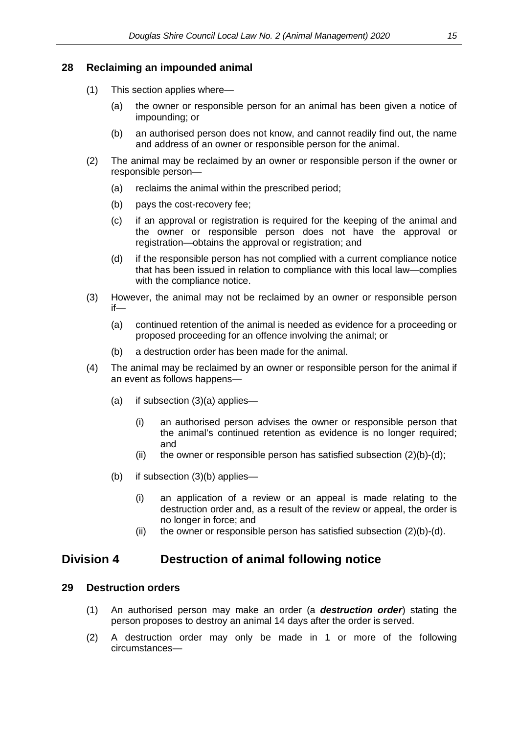### 28 Reclaiming an impounded animal

(1) This section applies where—

(a) the owner or responsible person for an animal has been given a notice of impounding; or

(b) an authorised person does not know, and cannot readily find out, the name and address of an owner or responsible person for the animal.

(2) The animal may be reclaimed by an owner or responsible person if the owner or responsible person—

(a) reclaims the animal within the prescribed period;

(b) pays the cost-recovery fee;

(c) if an approval or registration is required for the keeping of the animal and the owner or responsible person does not have the approval or registration—obtains the approval or registration; and

(d) if the responsible person has not complied with a current compliance notice that has been issued in relation to compliance with this local law—complies with the compliance notice.

(3) However, the animal may not be reclaimed by an owner or responsible person if—

(a) continued retention of the animal is needed as evidence for a proceeding or proposed proceeding for an offence involving the animal; or

(b) a destruction order has been made for the animal.

(4) The animal may be reclaimed by an owner or responsible person for the animal if an event as follows happens—

(a) if subsection (3)(a) applies—

(i) an authorised person advises the owner or responsible person that the animal's continued retention as evidence is no longer required; and

(ii) the owner or responsible person has satisfied subsection (2)(b)-(d);

(b) if subsection (3)(b) applies—

(i) an application of a review or an appeal is made relating to the destruction order and, as a result of the review or appeal, the order is no longer in force; and

(ii) the owner or responsible person has satisfied subsection (2)(b)-(d).

## Division 4 Destruction of animal following notice

### 29 Destruction orders

(1) An authorised person may make an order (a ***destruction order***) stating the person proposes to destroy an animal 14 days after the order is served.

(2) A destruction order may only be made in 1 or more of the following circumstances—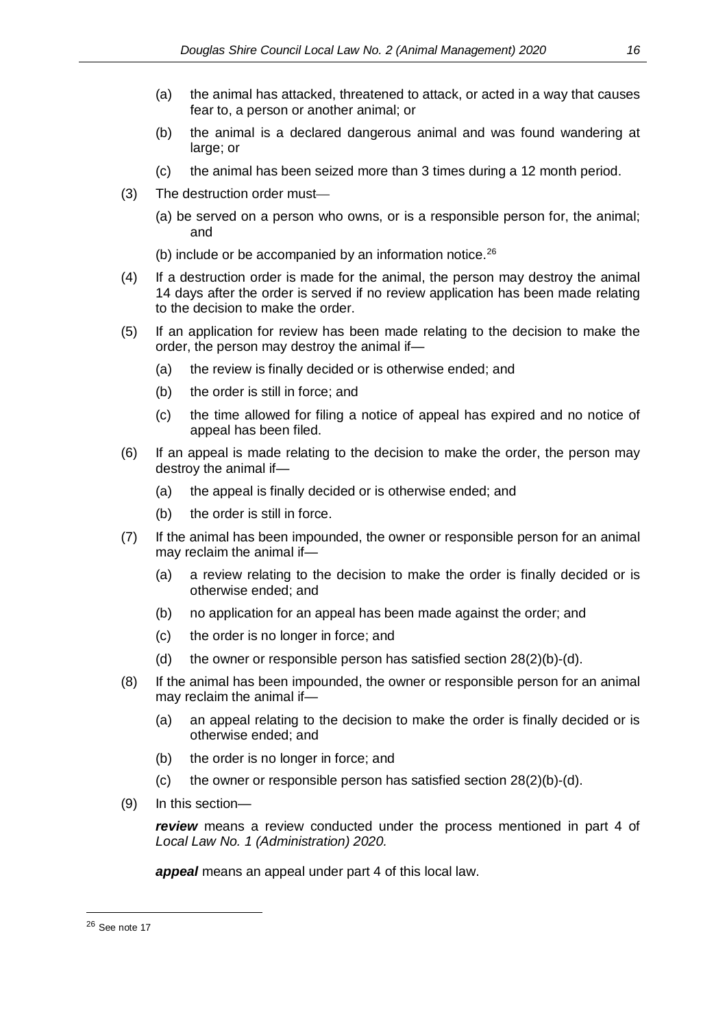(a) the animal has attacked, threatened to attack, or acted in a way that causes fear to, a person or another animal; or

(b) the animal is a declared dangerous animal and was found wandering at large; or

(c) the animal has been seized more than 3 times during a 12 month period.

(3) The destruction order must—

(a) be served on a person who owns, or is a responsible person for, the animal; and

(b) include or be accompanied by an information notice.[26]

(4) If a destruction order is made for the animal, the person may destroy the animal 14 days after the order is served if no review application has been made relating to the decision to make the order.

(5) If an application for review has been made relating to the decision to make the order, the person may destroy the animal if—

(a) the review is finally decided or is otherwise ended; and

(b) the order is still in force; and

(c) the time allowed for filing a notice of appeal has expired and no notice of appeal has been filed.

(6) If an appeal is made relating to the decision to make the order, the person may destroy the animal if—

(a) the appeal is finally decided or is otherwise ended; and

(b) the order is still in force.

(7) If the animal has been impounded, the owner or responsible person for an animal may reclaim the animal if—

(a) a review relating to the decision to make the order is finally decided or is otherwise ended; and

(b) no application for an appeal has been made against the order; and

(c) the order is no longer in force; and

(d) the owner or responsible person has satisfied section 28(2)(b)-(d).

(8) If the animal has been impounded, the owner or responsible person for an animal may reclaim the animal if—

(a) an appeal relating to the decision to make the order is finally decided or is otherwise ended; and

(b) the order is no longer in force; and

(c) the owner or responsible person has satisfied section 28(2)(b)-(d).

(9) In this section—

***review*** means a review conducted under the process mentioned in part 4 of *Local Law No. 1 (Administration) 2020.*

***appeal*** means an appeal under part 4 of this local law.

---

[26] See note 17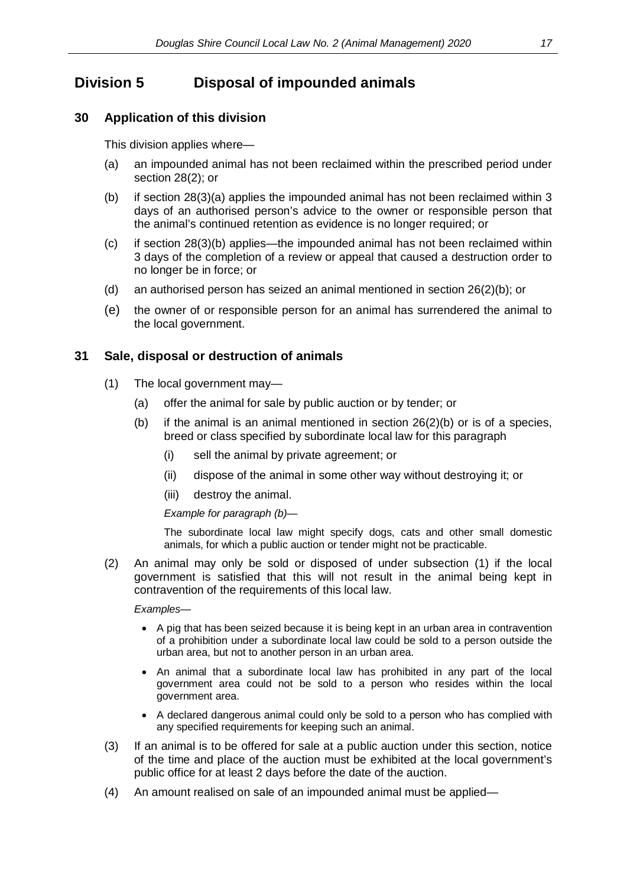## Division 5 Disposal of impounded animals

### 30 Application of this division

This division applies where—

(a) an impounded animal has not been reclaimed within the prescribed period under section 28(2); or

(b) if section 28(3)(a) applies the impounded animal has not been reclaimed within 3 days of an authorised person's advice to the owner or responsible person that the animal's continued retention as evidence is no longer required; or

(c) if section 28(3)(b) applies—the impounded animal has not been reclaimed within 3 days of the completion of a review or appeal that caused a destruction order to no longer be in force; or

(d) an authorised person has seized an animal mentioned in section 26(2)(b); or

(e) the owner of or responsible person for an animal has surrendered the animal to the local government.

### 31 Sale, disposal or destruction of animals

(1) The local government may—

(a) offer the animal for sale by public auction or by tender; or

(b) if the animal is an animal mentioned in section 26(2)(b) or is of a species, breed or class specified by subordinate local law for this paragraph

(i) sell the animal by private agreement; or

(ii) dispose of the animal in some other way without destroying it; or

(iii) destroy the animal.

*Example for paragraph (b)—*

The subordinate local law might specify dogs, cats and other small domestic animals, for which a public auction or tender might not be practicable.

(2) An animal may only be sold or disposed of under subsection (1) if the local government is satisfied that this will not result in the animal being kept in contravention of the requirements of this local law.

*Examples—*

- A pig that has been seized because it is being kept in an urban area in contravention of a prohibition under a subordinate local law could be sold to a person outside the urban area, but not to another person in an urban area.
- An animal that a subordinate local law has prohibited in any part of the local government area could not be sold to a person who resides within the local government area.
- A declared dangerous animal could only be sold to a person who has complied with any specified requirements for keeping such an animal.

(3) If an animal is to be offered for sale at a public auction under this section, notice of the time and place of the auction must be exhibited at the local government's public office for at least 2 days before the date of the auction.

(4) An amount realised on sale of an impounded animal must be applied—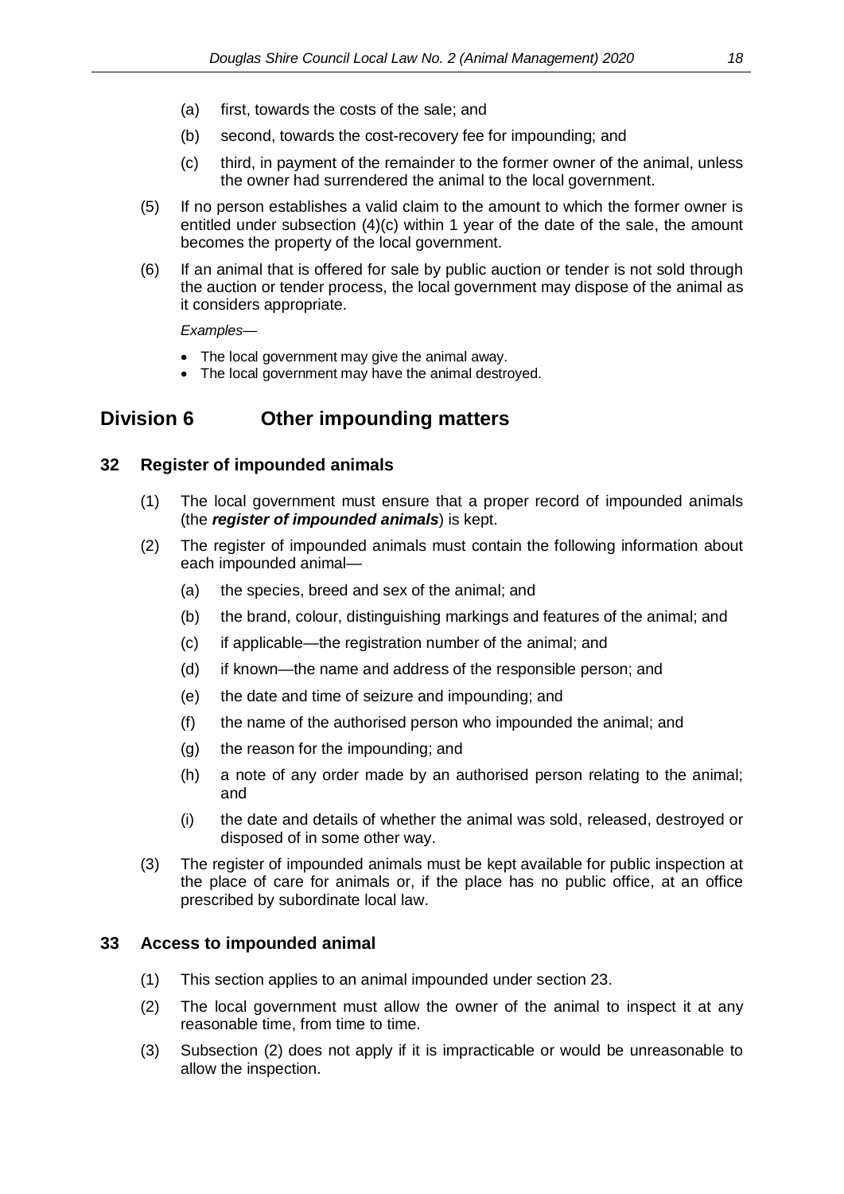(a) first, towards the costs of the sale; and

(b) second, towards the cost-recovery fee for impounding; and

(c) third, in payment of the remainder to the former owner of the animal, unless the owner had surrendered the animal to the local government.

(5) If no person establishes a valid claim to the amount to which the former owner is entitled under subsection (4)(c) within 1 year of the date of the sale, the amount becomes the property of the local government.

(6) If an animal that is offered for sale by public auction or tender is not sold through the auction or tender process, the local government may dispose of the animal as it considers appropriate.

*Examples*—

- The local government may give the animal away.
- The local government may have the animal destroyed.

## Division 6 Other impounding matters

### 32 Register of impounded animals

(1) The local government must ensure that a proper record of impounded animals (the ***register of impounded animals***) is kept.

(2) The register of impounded animals must contain the following information about each impounded animal—

(a) the species, breed and sex of the animal; and

(b) the brand, colour, distinguishing markings and features of the animal; and

(c) if applicable—the registration number of the animal; and

(d) if known—the name and address of the responsible person; and

(e) the date and time of seizure and impounding; and

(f) the name of the authorised person who impounded the animal; and

(g) the reason for the impounding; and

(h) a note of any order made by an authorised person relating to the animal; and

(i) the date and details of whether the animal was sold, released, destroyed or disposed of in some other way.

(3) The register of impounded animals must be kept available for public inspection at the place of care for animals or, if the place has no public office, at an office prescribed by subordinate local law.

### 33 Access to impounded animal

(1) This section applies to an animal impounded under section 23.

(2) The local government must allow the owner of the animal to inspect it at any reasonable time, from time to time.

(3) Subsection (2) does not apply if it is impracticable or would be unreasonable to allow the inspection.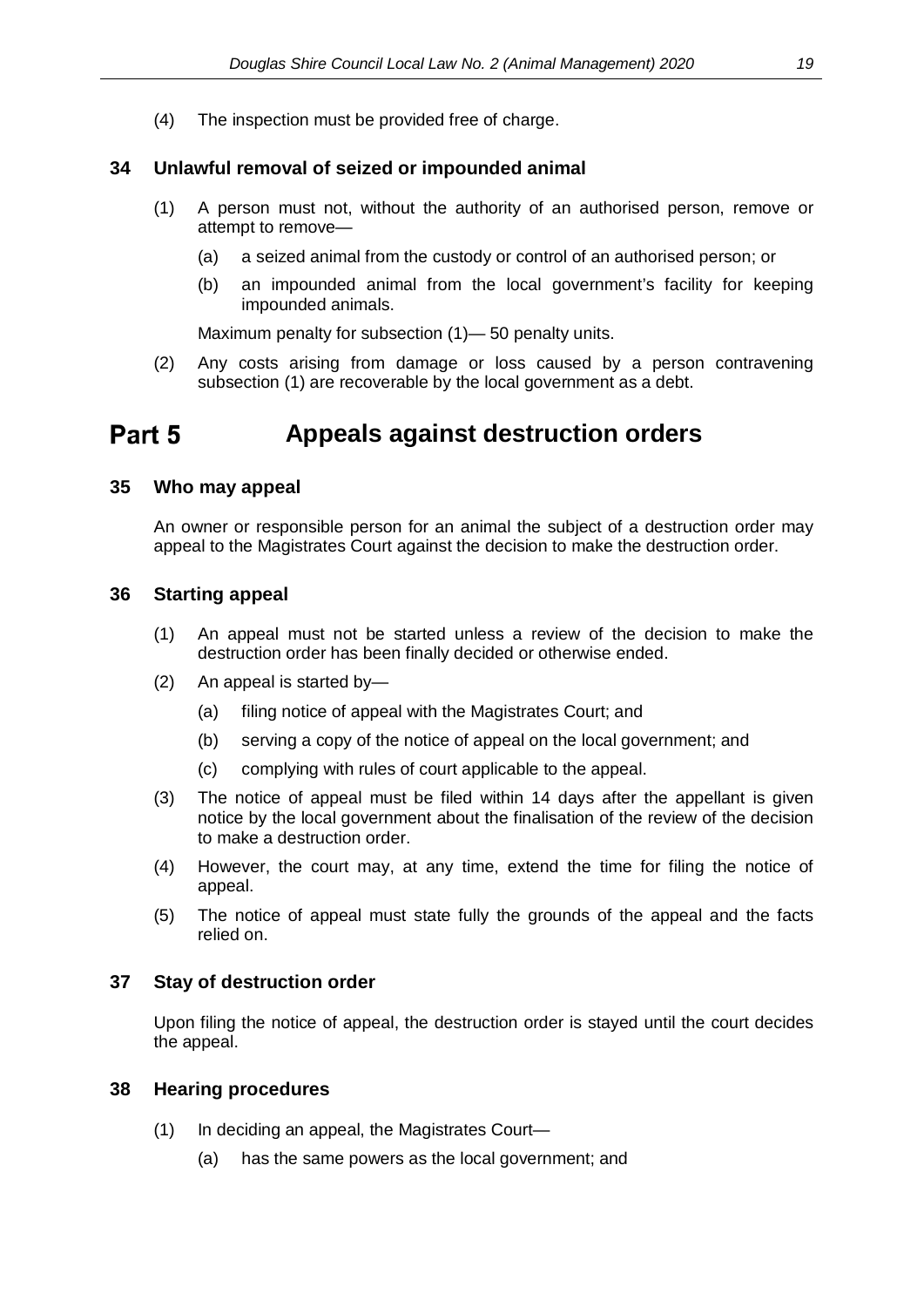(4) The inspection must be provided free of charge.

### 34 Unlawful removal of seized or impounded animal

(1) A person must not, without the authority of an authorised person, remove or attempt to remove—

(a) a seized animal from the custody or control of an authorised person; or

(b) an impounded animal from the local government's facility for keeping impounded animals.

Maximum penalty for subsection (1)— 50 penalty units.

(2) Any costs arising from damage or loss caused by a person contravening subsection (1) are recoverable by the local government as a debt.

## Part 5 Appeals against destruction orders

### 35 Who may appeal

An owner or responsible person for an animal the subject of a destruction order may appeal to the Magistrates Court against the decision to make the destruction order.

### 36 Starting appeal

(1) An appeal must not be started unless a review of the decision to make the destruction order has been finally decided or otherwise ended.

(2) An appeal is started by—

(a) filing notice of appeal with the Magistrates Court; and

(b) serving a copy of the notice of appeal on the local government; and

(c) complying with rules of court applicable to the appeal.

(3) The notice of appeal must be filed within 14 days after the appellant is given notice by the local government about the finalisation of the review of the decision to make a destruction order.

(4) However, the court may, at any time, extend the time for filing the notice of appeal.

(5) The notice of appeal must state fully the grounds of the appeal and the facts relied on.

### 37 Stay of destruction order

Upon filing the notice of appeal, the destruction order is stayed until the court decides the appeal.

### 38 Hearing procedures

(1) In deciding an appeal, the Magistrates Court—

(a) has the same powers as the local government; and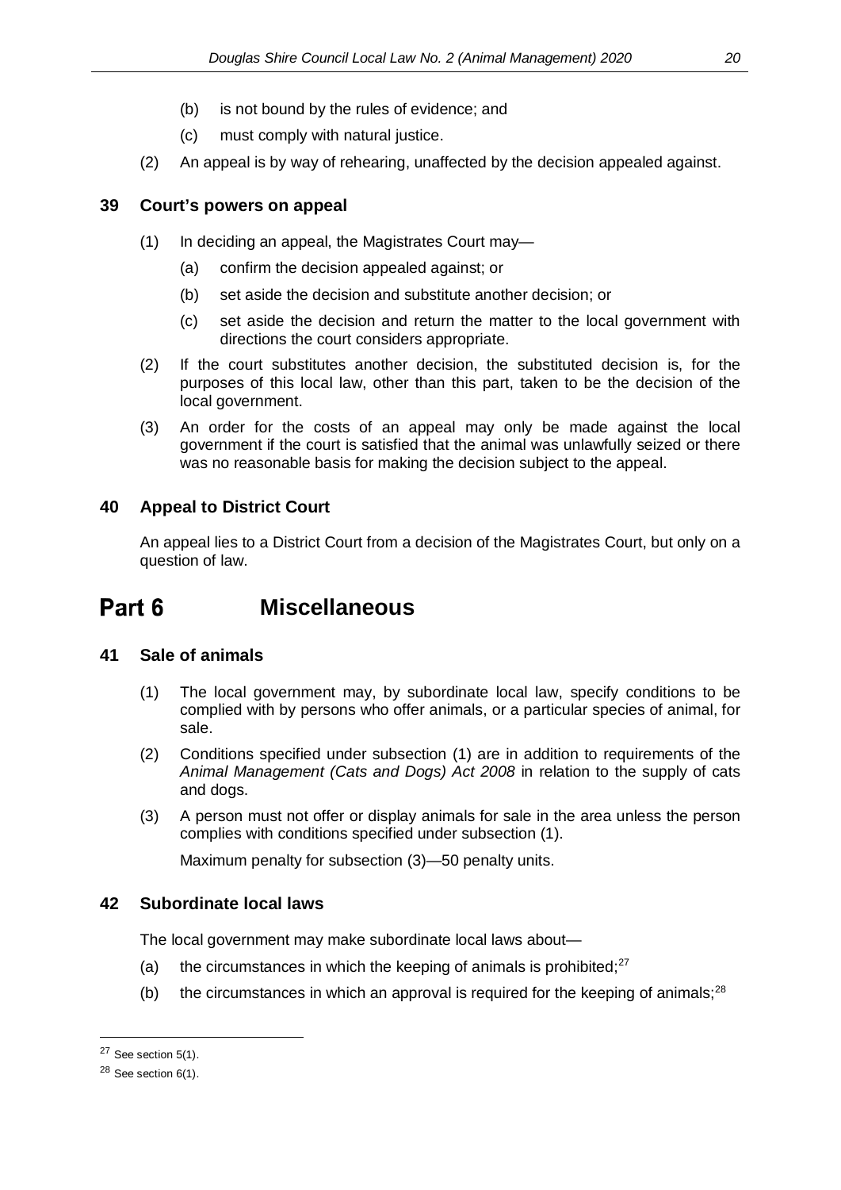(b) is not bound by the rules of evidence; and

(c) must comply with natural justice.

(2) An appeal is by way of rehearing, unaffected by the decision appealed against.

### 39 Court's powers on appeal

(1) In deciding an appeal, the Magistrates Court may—

(a) confirm the decision appealed against; or

(b) set aside the decision and substitute another decision; or

(c) set aside the decision and return the matter to the local government with directions the court considers appropriate.

(2) If the court substitutes another decision, the substituted decision is, for the purposes of this local law, other than this part, taken to be the decision of the local government.

(3) An order for the costs of an appeal may only be made against the local government if the court is satisfied that the animal was unlawfully seized or there was no reasonable basis for making the decision subject to the appeal.

### 40 Appeal to District Court

An appeal lies to a District Court from a decision of the Magistrates Court, but only on a question of law.

## Part 6 Miscellaneous

### 41 Sale of animals

(1) The local government may, by subordinate local law, specify conditions to be complied with by persons who offer animals, or a particular species of animal, for sale.

(2) Conditions specified under subsection (1) are in addition to requirements of the *Animal Management (Cats and Dogs) Act 2008* in relation to the supply of cats and dogs.

(3) A person must not offer or display animals for sale in the area unless the person complies with conditions specified under subsection (1).

Maximum penalty for subsection (3)—50 penalty units.

### 42 Subordinate local laws

The local government may make subordinate local laws about—

(a) the circumstances in which the keeping of animals is prohibited;[27]

(b) the circumstances in which an approval is required for the keeping of animals;[28]

---

[27] See section 5(1).

[28] See section 6(1).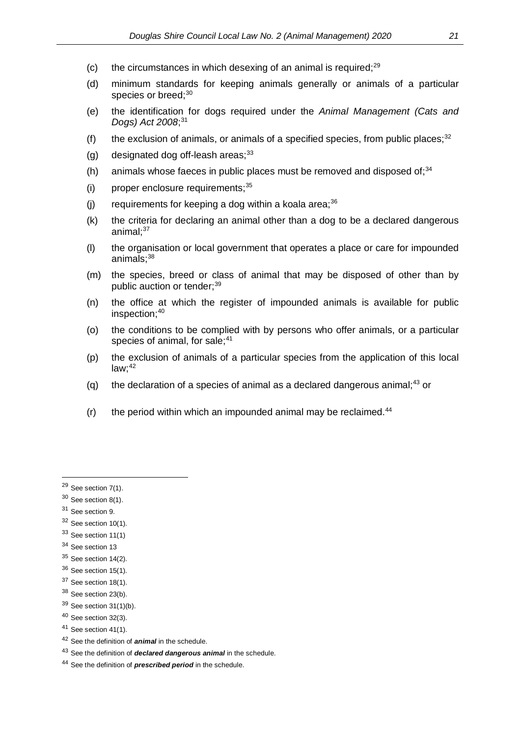(c) the circumstances in which desexing of an animal is required;[29]

(d) minimum standards for keeping animals generally or animals of a particular species or breed;[30]

(e) the identification for dogs required under the *Animal Management (Cats and Dogs) Act 2008*;[31]

(f) the exclusion of animals, or animals of a specified species, from public places;[32]

(g) designated dog off-leash areas;[33]

(h) animals whose faeces in public places must be removed and disposed of;[34]

(i) proper enclosure requirements;[35]

(j) requirements for keeping a dog within a koala area;[36]

(k) the criteria for declaring an animal other than a dog to be a declared dangerous animal;[37]

(l) the organisation or local government that operates a place or care for impounded animals;[38]

(m) the species, breed or class of animal that may be disposed of other than by public auction or tender;[39]

(n) the office at which the register of impounded animals is available for public inspection;[40]

(o) the conditions to be complied with by persons who offer animals, or a particular species of animal, for sale;[41]

(p) the exclusion of animals of a particular species from the application of this local law;[42]

(q) the declaration of a species of animal as a declared dangerous animal;[43] or

(r) the period within which an impounded animal may be reclaimed.[44]

---

[29] See section 7(1).

[30] See section 8(1).

[31] See section 9.

[32] See section 10(1).

[33] See section 11(1)

[34] See section 13

[35] See section 14(2).

[36] See section 15(1).

[37] See section 18(1).

[38] See section 23(b).

[39] See section 31(1)(b).

[40] See section 32(3).

[41] See section 41(1).

[42] See the definition of ***animal*** in the schedule.

[43] See the definition of ***declared dangerous animal*** in the schedule.

[44] See the definition of ***prescribed period*** in the schedule.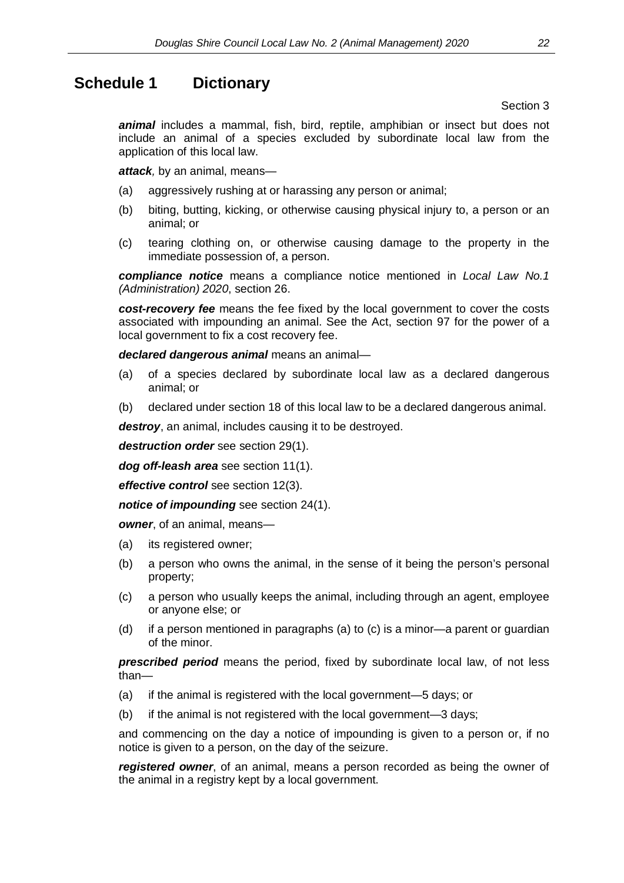# Schedule 1 Dictionary

Section 3

***animal*** includes a mammal, fish, bird, reptile, amphibian or insect but does not include an animal of a species excluded by subordinate local law from the application of this local law.

***attack****,* by an animal, means—

(a) aggressively rushing at or harassing any person or animal;

(b) biting, butting, kicking, or otherwise causing physical injury to, a person or an animal; or

(c) tearing clothing on, or otherwise causing damage to the property in the immediate possession of, a person.

***compliance notice*** means a compliance notice mentioned in *Local Law No.1 (Administration) 2020*, section 26.

***cost-recovery fee*** means the fee fixed by the local government to cover the costs associated with impounding an animal. See the Act, section 97 for the power of a local government to fix a cost recovery fee.

***declared dangerous animal*** means an animal—

(a) of a species declared by subordinate local law as a declared dangerous animal; or

(b) declared under section 18 of this local law to be a declared dangerous animal.

***destroy***, an animal, includes causing it to be destroyed.

***destruction order*** see section 29(1).

***dog off-leash area*** see section 11(1).

***effective control*** see section 12(3).

***notice of impounding*** see section 24(1).

***owner***, of an animal, means—

(a) its registered owner;

(b) a person who owns the animal, in the sense of it being the person's personal property;

(c) a person who usually keeps the animal, including through an agent, employee or anyone else; or

(d) if a person mentioned in paragraphs (a) to (c) is a minor—a parent or guardian of the minor.

***prescribed period*** means the period, fixed by subordinate local law, of not less than—

(a) if the animal is registered with the local government—5 days; or

(b) if the animal is not registered with the local government—3 days;

and commencing on the day a notice of impounding is given to a person or, if no notice is given to a person, on the day of the seizure.

***registered owner***, of an animal, means a person recorded as being the owner of the animal in a registry kept by a local government.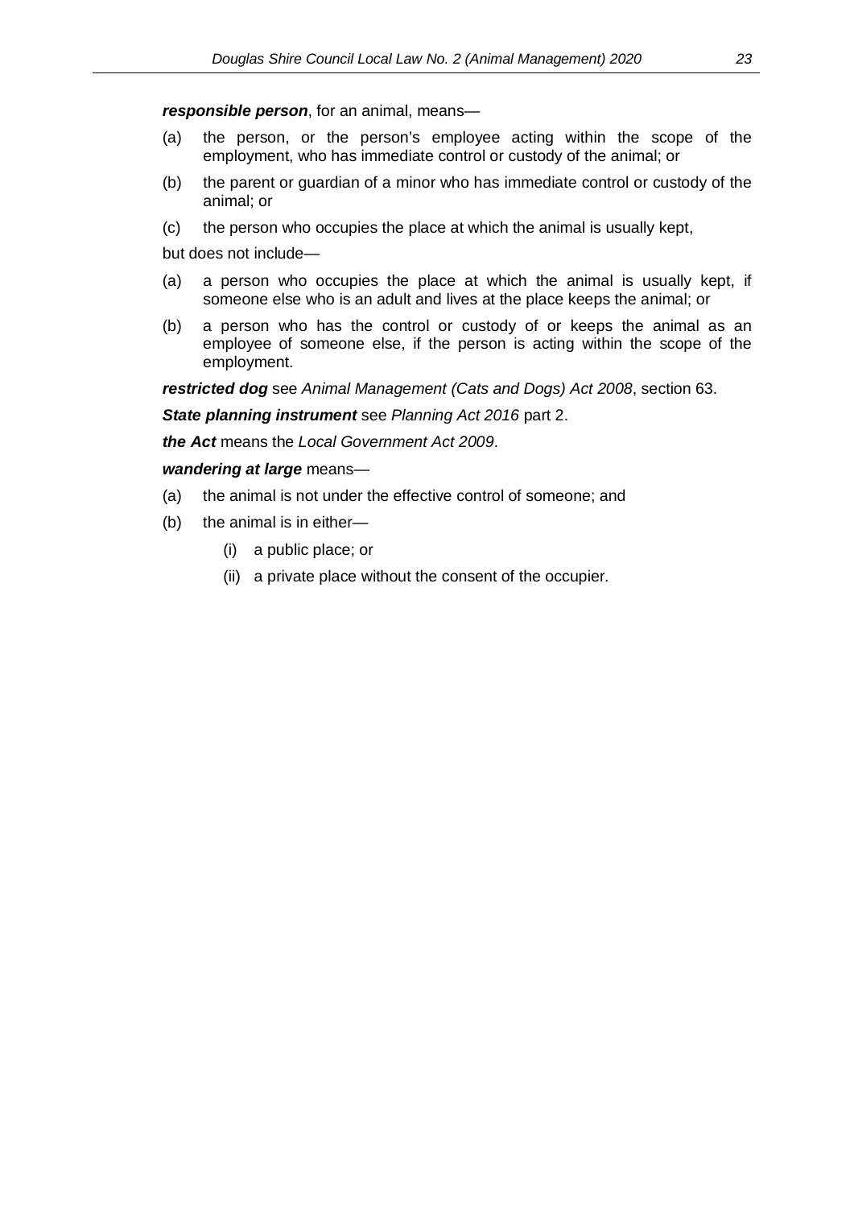***responsible person***, for an animal, means—

(a) the person, or the person's employee acting within the scope of the employment, who has immediate control or custody of the animal; or

(b) the parent or guardian of a minor who has immediate control or custody of the animal; or

(c) the person who occupies the place at which the animal is usually kept,

but does not include—

(a) a person who occupies the place at which the animal is usually kept, if someone else who is an adult and lives at the place keeps the animal; or

(b) a person who has the control or custody of or keeps the animal as an employee of someone else, if the person is acting within the scope of the employment.

***restricted dog*** see *Animal Management (Cats and Dogs) Act 2008*, section 63.

***State planning instrument*** see *Planning Act 2016* part 2.

***the Act*** means the *Local Government Act 2009*.

***wandering at large*** means—

(a) the animal is not under the effective control of someone; and

(b) the animal is in either—

  (i) a public place; or

  (ii) a private place without the consent of the occupier.